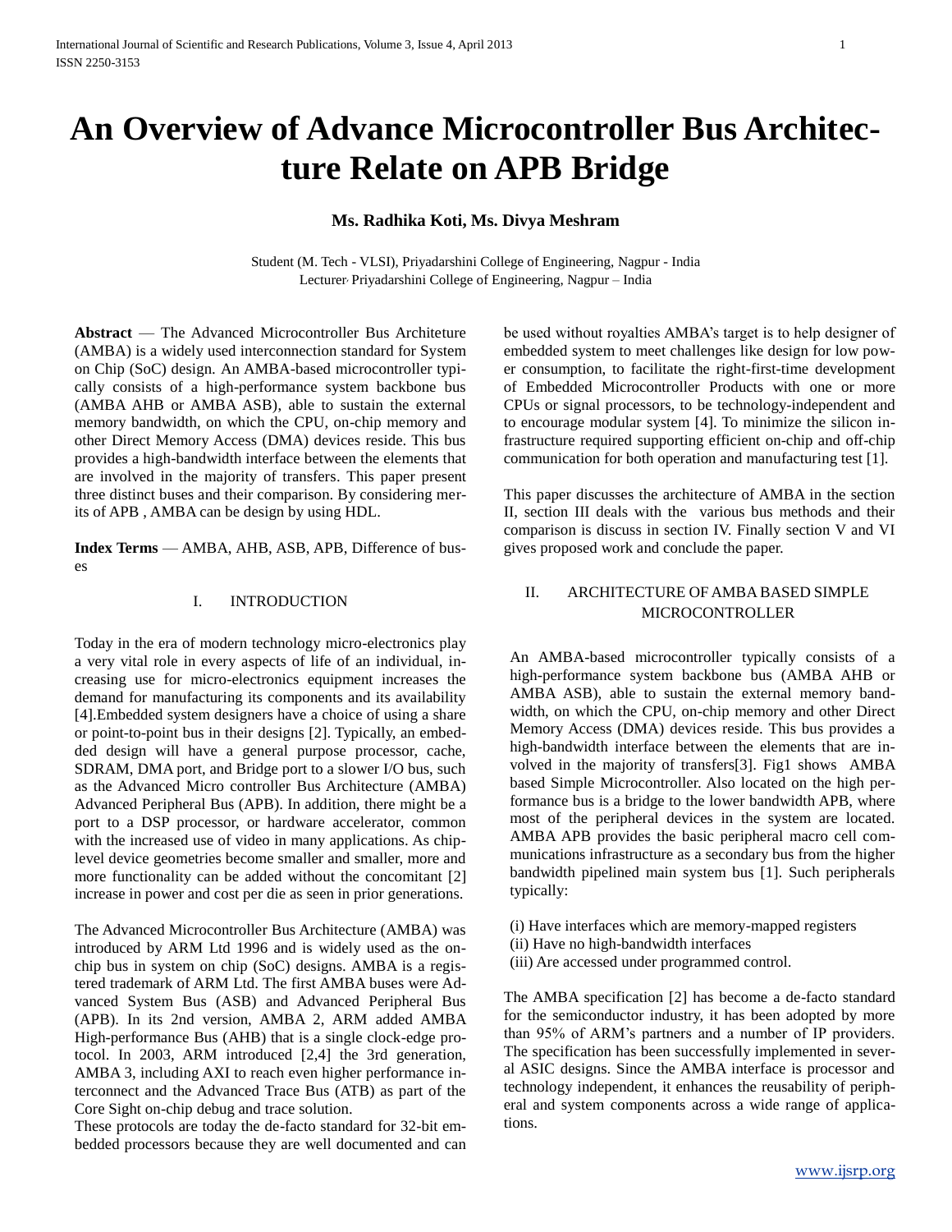# An Overview of Advance Microcontroller Bus Architecture Relate on APB Bridge

**Ms. Radhika Koti, Ms. Divya Meshram**

Student (M. Tech - VLSI), Priyadarshini College of Engineering, Nagpur - India
Lecturer, Priyadarshini College of Engineering, Nagpur – India

**Abstract** — The Advanced Microcontroller Bus Architeture (AMBA) is a widely used interconnection standard for System on Chip (SoC) design. An AMBA-based microcontroller typically consists of a high-performance system backbone bus (AMBA AHB or AMBA ASB), able to sustain the external memory bandwidth, on which the CPU, on-chip memory and other Direct Memory Access (DMA) devices reside. This bus provides a high-bandwidth interface between the elements that are involved in the majority of transfers. This paper present three distinct buses and their comparison. By considering merits of APB , AMBA can be design by using HDL.

**Index Terms** — AMBA, AHB, ASB, APB, Difference of buses

## I. INTRODUCTION

Today in the era of modern technology micro-electronics play a very vital role in every aspects of life of an individual, increasing use for micro-electronics equipment increases the demand for manufacturing its components and its availability [4].Embedded system designers have a choice of using a share or point-to-point bus in their designs [2]. Typically, an embedded design will have a general purpose processor, cache, SDRAM, DMA port, and Bridge port to a slower I/O bus, such as the Advanced Micro controller Bus Architecture (AMBA) Advanced Peripheral Bus (APB). In addition, there might be a port to a DSP processor, or hardware accelerator, common with the increased use of video in many applications. As chip-level device geometries become smaller and smaller, more and more functionality can be added without the concomitant [2] increase in power and cost per die as seen in prior generations.

The Advanced Microcontroller Bus Architecture (AMBA) was introduced by ARM Ltd 1996 and is widely used as the on-chip bus in system on chip (SoC) designs. AMBA is a registered trademark of ARM Ltd. The first AMBA buses were Advanced System Bus (ASB) and Advanced Peripheral Bus (APB). In its 2nd version, AMBA 2, ARM added AMBA High-performance Bus (AHB) that is a single clock-edge protocol. In 2003, ARM introduced [2,4] the 3rd generation, AMBA 3, including AXI to reach even higher performance interconnect and the Advanced Trace Bus (ATB) as part of the Core Sight on-chip debug and trace solution.
These protocols are today the de-facto standard for 32-bit embedded processors because they are well documented and can be used without royalties AMBA's target is to help designer of embedded system to meet challenges like design for low power consumption, to facilitate the right-first-time development of Embedded Microcontroller Products with one or more CPUs or signal processors, to be technology-independent and to encourage modular system [4]. To minimize the silicon infrastructure required supporting efficient on-chip and off-chip communication for both operation and manufacturing test [1].

This paper discusses the architecture of AMBA in the section II, section III deals with the various bus methods and their comparison is discuss in section IV. Finally section V and VI gives proposed work and conclude the paper.

## II. ARCHITECTURE OF AMBA BASED SIMPLE MICROCONTROLLER

An AMBA-based microcontroller typically consists of a high-performance system backbone bus (AMBA AHB or AMBA ASB), able to sustain the external memory bandwidth, on which the CPU, on-chip memory and other Direct Memory Access (DMA) devices reside. This bus provides a high-bandwidth interface between the elements that are involved in the majority of transfers[3]. Fig1 shows AMBA based Simple Microcontroller. Also located on the high performance bus is a bridge to the lower bandwidth APB, where most of the peripheral devices in the system are located. AMBA APB provides the basic peripheral macro cell communications infrastructure as a secondary bus from the higher bandwidth pipelined main system bus [1]. Such peripherals typically:

(i) Have interfaces which are memory-mapped registers
(ii) Have no high-bandwidth interfaces
(iii) Are accessed under programmed control.

The AMBA specification [2] has become a de-facto standard for the semiconductor industry, it has been adopted by more than 95% of ARM's partners and a number of IP providers. The specification has been successfully implemented in several ASIC designs. Since the AMBA interface is processor and technology independent, it enhances the reusability of peripheral and system components across a wide range of applications.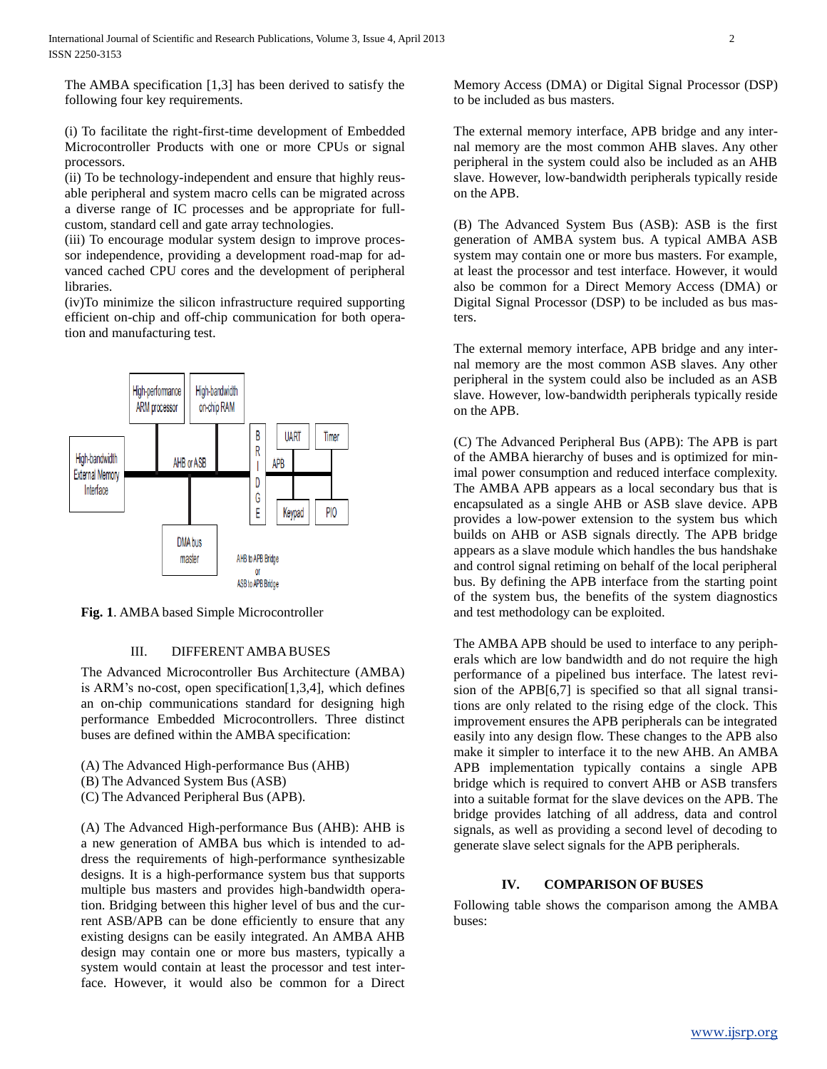The AMBA specification [1,3] has been derived to satisfy the following four key requirements.

(i) To facilitate the right-first-time development of Embedded Microcontroller Products with one or more CPUs or signal processors.
(ii) To be technology-independent and ensure that highly reusable peripheral and system macro cells can be migrated across a diverse range of IC processes and be appropriate for full-custom, standard cell and gate array technologies.
(iii) To encourage modular system design to improve processor independence, providing a development road-map for advanced cached CPU cores and the development of peripheral libraries.
(iv)To minimize the silicon infrastructure required supporting efficient on-chip and off-chip communication for both operation and manufacturing test.

**Fig. 1**. AMBA based Simple Microcontroller

## III. DIFFERENT AMBA BUSES

The Advanced Microcontroller Bus Architecture (AMBA) is ARM's no-cost, open specification[1,3,4], which defines an on-chip communications standard for designing high performance Embedded Microcontrollers. Three distinct buses are defined within the AMBA specification:

(A) The Advanced High-performance Bus (AHB)
(B) The Advanced System Bus (ASB)
(C) The Advanced Peripheral Bus (APB).

(A) The Advanced High-performance Bus (AHB): AHB is a new generation of AMBA bus which is intended to address the requirements of high-performance synthesizable designs. It is a high-performance system bus that supports multiple bus masters and provides high-bandwidth operation. Bridging between this higher level of bus and the current ASB/APB can be done efficiently to ensure that any existing designs can be easily integrated. An AMBA AHB design may contain one or more bus masters, typically a system would contain at least the processor and test interface. However, it would also be common for a Direct Memory Access (DMA) or Digital Signal Processor (DSP) to be included as bus masters.

The external memory interface, APB bridge and any internal memory are the most common AHB slaves. Any other peripheral in the system could also be included as an AHB slave. However, low-bandwidth peripherals typically reside on the APB.

(B) The Advanced System Bus (ASB): ASB is the first generation of AMBA system bus. A typical AMBA ASB system may contain one or more bus masters. For example, at least the processor and test interface. However, it would also be common for a Direct Memory Access (DMA) or Digital Signal Processor (DSP) to be included as bus masters.

The external memory interface, APB bridge and any internal memory are the most common ASB slaves. Any other peripheral in the system could also be included as an ASB slave. However, low-bandwidth peripherals typically reside on the APB.

(C) The Advanced Peripheral Bus (APB): The APB is part of the AMBA hierarchy of buses and is optimized for minimal power consumption and reduced interface complexity. The AMBA APB appears as a local secondary bus that is encapsulated as a single AHB or ASB slave device. APB provides a low-power extension to the system bus which builds on AHB or ASB signals directly. The APB bridge appears as a slave module which handles the bus handshake and control signal retiming on behalf of the local peripheral bus. By defining the APB interface from the starting point of the system bus, the benefits of the system diagnostics and test methodology can be exploited.

The AMBA APB should be used to interface to any peripherals which are low bandwidth and do not require the high performance of a pipelined bus interface. The latest revision of the APB[6,7] is specified so that all signal transitions are only related to the rising edge of the clock. This improvement ensures the APB peripherals can be integrated easily into any design flow. These changes to the APB also make it simpler to interface it to the new AHB. An AMBA APB implementation typically contains a single APB bridge which is required to convert AHB or ASB transfers into a suitable format for the slave devices on the APB. The bridge provides latching of all address, data and control signals, as well as providing a second level of decoding to generate slave select signals for the APB peripherals.

## IV. COMPARISON OF BUSES

Following table shows the comparison among the AMBA buses: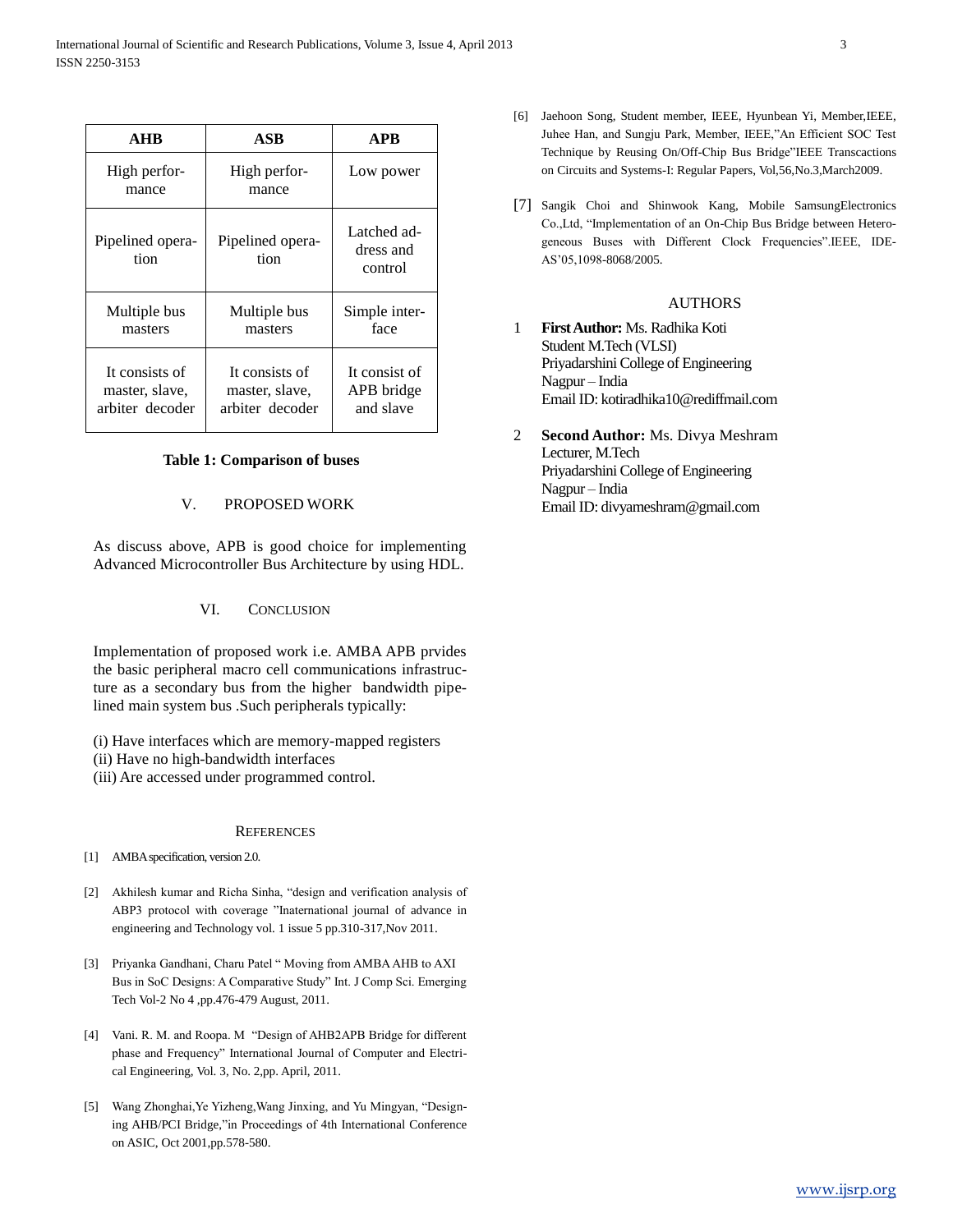| AHB | ASB | APB |
| --- | --- | --- |
| High performance | High performance | Low power |
| Pipelined operation | Pipelined operation | Latched address and control |
| Multiple bus masters | Multiple bus masters | Simple interface |
| It consists of master, slave, arbiter decoder | It consists of master, slave, arbiter decoder | It consist of APB bridge and slave |

**Table 1: Comparison of buses**

## V. PROPOSED WORK

As discuss above, APB is good choice for implementing Advanced Microcontroller Bus Architecture by using HDL.

## VI. CONCLUSION

Implementation of proposed work i.e. AMBA APB prvides the basic peripheral macro cell communications infrastructure as a secondary bus from the higher bandwidth pipelined main system bus .Such peripherals typically:

(i) Have interfaces which are memory-mapped registers
(ii) Have no high-bandwidth interfaces
(iii) Are accessed under programmed control.

## REFERENCES

[1] AMBA specification, version 2.0.

[2] Akhilesh kumar and Richa Sinha, "design and verification analysis of ABP3 protocol with coverage "Inaternational journal of advance in engineering and Technology vol. 1 issue 5 pp.310-317,Nov 2011.

[3] Priyanka Gandhani, Charu Patel " Moving from AMBA AHB to AXI Bus in SoC Designs: A Comparative Study" Int. J Comp Sci. Emerging Tech Vol-2 No 4 ,pp.476-479 August, 2011.

[4] Vani. R. M. and Roopa. M "Design of AHB2APB Bridge for different phase and Frequency" International Journal of Computer and Electrical Engineering, Vol. 3, No. 2,pp. April, 2011.

[5] Wang Zhonghai,Ye Yizheng,Wang Jinxing, and Yu Mingyan, "Designing AHB/PCI Bridge,"in Proceedings of 4th International Conference on ASIC, Oct 2001,pp.578-580.

[6] Jaehoon Song, Student member, IEEE, Hyunbean Yi, Member,IEEE, Juhee Han, and Sungju Park, Member, IEEE,"An Efficient SOC Test Technique by Reusing On/Off-Chip Bus Bridge"IEEE Transcactions on Circuits and Systems-I: Regular Papers, Vol,56,No.3,March2009.

[7] Sangik Choi and Shinwook Kang, Mobile SamsungElectronics Co.,Ltd, "Implementation of an On-Chip Bus Bridge between Heterogeneous Buses with Different Clock Frequencies".IEEE, IDEAS'05,1098-8068/2005.

## AUTHORS

1 **First Author:** Ms. Radhika Koti
Student M.Tech (VLSI)
Priyadarshini College of Engineering
Nagpur – India
Email ID: kotiradhika10@rediffmail.com

2 **Second Author:** Ms. Divya Meshram
Lecturer, M.Tech
Priyadarshini College of Engineering
Nagpur – India
Email ID: divyameshram@gmail.com